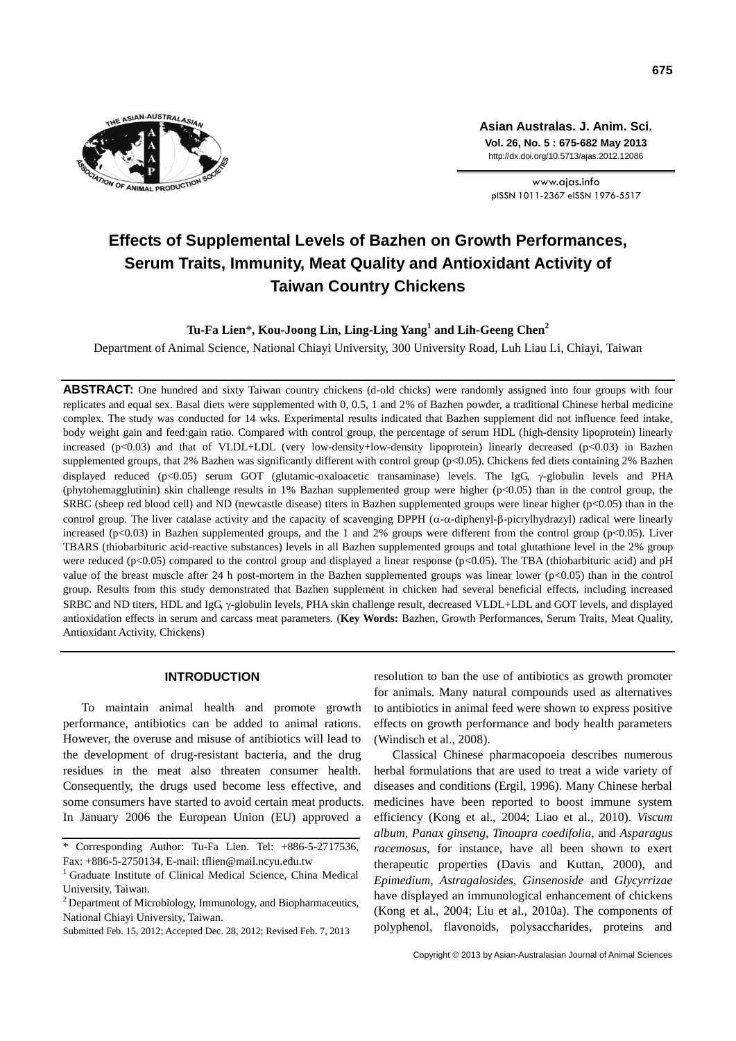# Effects of Supplemental Levels of Bazhen on Growth Performances, Serum Traits, Immunity, Meat Quality and Antioxidant Activity of Taiwan Country Chickens

**Tu-Fa Lien***, **Kou-Joong Lin, Ling-Ling Yang[1] and Lih-Geeng Chen[2]**

Department of Animal Science, National Chiayi University, 300 University Road, Luh Liau Li, Chiayi, Taiwan

**ABSTRACT:** One hundred and sixty Taiwan country chickens (d-old chicks) were randomly assigned into four groups with four replicates and equal sex. Basal diets were supplemented with 0, 0.5, 1 and 2% of Bazhen powder, a traditional Chinese herbal medicine complex. The study was conducted for 14 wks. Experimental results indicated that Bazhen supplement did not influence feed intake, body weight gain and feed:gain ratio. Compared with control group, the percentage of serum HDL (high-density lipoprotein) linearly increased ($p<0.03$) and that of VLDL+LDL (very low-density+low-density lipoprotein) linearly decreased ($p<0.03$) in Bazhen supplemented groups, that 2% Bazhen was significantly different with control group ($p<0.05$). Chickens fed diets containing 2% Bazhen displayed reduced ($p<0.05$) serum GOT (glutamic-oxaloacetic transaminase) levels. The IgG, $\gamma$-globulin levels and PHA (phytohemagglutinin) skin challenge results in 1% Bazhan supplemented group were higher ($p<0.05$) than in the control group, the SRBC (sheep red blood cell) and ND (newcastle disease) titers in Bazhen supplemented groups were linear higher ($p<0.05$) than in the control group. The liver catalase activity and the capacity of scavenging DPPH ($\alpha$-$\alpha$-diphenyl-$\beta$-picrylhydrazyl) radical were linearly increased ($p<0.03$) in Bazhen supplemented groups, and the 1 and 2% groups were different from the control group ($p<0.05$). Liver TBARS (thiobarbituric acid-reactive substances) levels in all Bazhen supplemented groups and total glutathione level in the 2% group were reduced ($p<0.05$) compared to the control group and displayed a linear response ($p<0.05$). The TBA (thiobarbituric acid) and pH value of the breast muscle after 24 h post-mortem in the Bazhen supplemented groups was linear lower ($p<0.05$) than in the control group. Results from this study demonstrated that Bazhen supplement in chicken had several beneficial effects, including increased SRBC and ND titers, HDL and IgG, $\gamma$-globulin levels, PHA skin challenge result, decreased VLDL+LDL and GOT levels, and displayed antioxidation effects in serum and carcass meat parameters. (**Key Words:** Bazhen, Growth Performances, Serum Traits, Meat Quality, Antioxidant Activity, Chickens)

## INTRODUCTION

To maintain animal health and promote growth performance, antibiotics can be added to animal rations. However, the overuse and misuse of antibiotics will lead to the development of drug-resistant bacteria, and the drug residues in the meat also threaten consumer health. Consequently, the drugs used become less effective, and some consumers have started to avoid certain meat products. In January 2006 the European Union (EU) approved a resolution to ban the use of antibiotics as growth promoter for animals. Many natural compounds used as alternatives to antibiotics in animal feed were shown to express positive effects on growth performance and body health parameters (Windisch et al., 2008).

Classical Chinese pharmacopoeia describes numerous herbal formulations that are used to treat a wide variety of diseases and conditions (Ergil, 1996). Many Chinese herbal medicines have been reported to boost immune system efficiency (Kong et al., 2004; Liao et al., 2010). *Viscum album*, *Panax ginseng*, *Tinoapra coedifolia*, and *Asparagus racemosus*, for instance, have all been shown to exert therapeutic properties (Davis and Kuttan, 2000), and *Epimedium*, *Astragalosides*, *Ginsenoside* and *Glycyrrizae* have displayed an immunological enhancement of chickens (Kong et al., 2004; Liu et al., 2010a). The components of polyphenol, flavonoids, polysaccharides, proteins and

\* Corresponding Author: Tu-Fa Lien. Tel: +886-5-2717536, Fax: +886-5-2750134, E-mail: tflien@mail.ncyu.edu.tw

[1] Graduate Institute of Clinical Medical Science, China Medical University, Taiwan.

[2] Department of Microbiology, Immunology, and Biopharmaceutics, National Chiayi University, Taiwan.

Submitted Feb. 15, 2012; Accepted Dec. 28, 2012; Revised Feb. 7, 2013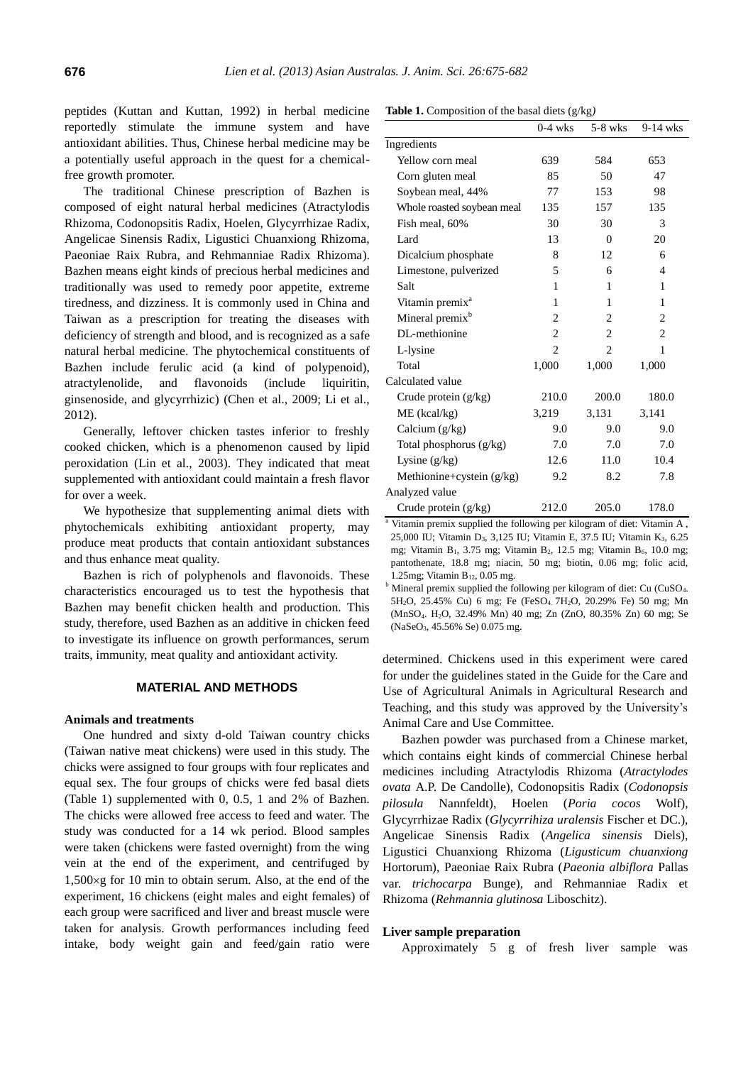peptides (Kuttan and Kuttan, 1992) in herbal medicine reportedly stimulate the immune system and have antioxidant abilities. Thus, Chinese herbal medicine may be a potentially useful approach in the quest for a chemical-free growth promoter.

The traditional Chinese prescription of Bazhen is composed of eight natural herbal medicines (Atractylodis Rhizoma, Codonopsitis Radix, Hoelen, Glycyrrhizae Radix, Angelicae Sinensis Radix, Ligustici Chuanxiong Rhizoma, Paeoniae Raix Rubra, and Rehmanniae Radix Rhizoma). Bazhen means eight kinds of precious herbal medicines and traditionally was used to remedy poor appetite, extreme tiredness, and dizziness. It is commonly used in China and Taiwan as a prescription for treating the diseases with deficiency of strength and blood, and is recognized as a safe natural herbal medicine. The phytochemical constituents of Bazhen include ferulic acid (a kind of polypenoid), atractylenolide, and flavonoids (include liquiritin, ginsenoside, and glycyrrhizic) (Chen et al., 2009; Li et al., 2012).

Generally, leftover chicken tastes inferior to freshly cooked chicken, which is a phenomenon caused by lipid peroxidation (Lin et al., 2003). They indicated that meat supplemented with antioxidant could maintain a fresh flavor for over a week.

We hypothesize that supplementing animal diets with phytochemicals exhibiting antioxidant property, may produce meat products that contain antioxidant substances and thus enhance meat quality.

Bazhen is rich of polyphenols and flavonoids. These characteristics encouraged us to test the hypothesis that Bazhen may benefit chicken health and production. This study, therefore, used Bazhen as an additive in chicken feed to investigate its influence on growth performances, serum traits, immunity, meat quality and antioxidant activity.

## MATERIAL AND METHODS

### Animals and treatments

One hundred and sixty d-old Taiwan country chicks (Taiwan native meat chickens) were used in this study. The chicks were assigned to four groups with four replicates and equal sex. The four groups of chicks were fed basal diets (Table 1) supplemented with 0, 0.5, 1 and 2% of Bazhen. The chicks were allowed free access to feed and water. The study was conducted for a 14 wk period. Blood samples were taken (chickens were fasted overnight) from the wing vein at the end of the experiment, and centrifuged by 1,500×g for 10 min to obtain serum. Also, at the end of the experiment, 16 chickens (eight males and eight females) of each group were sacrificed and liver and breast muscle were taken for analysis. Growth performances including feed intake, body weight gain and feed/gain ratio were determined. Chickens used in this experiment were cared for under the guidelines stated in the Guide for the Care and Use of Agricultural Animals in Agricultural Research and Teaching, and this study was approved by the University's Animal Care and Use Committee.

**Table 1.** Composition of the basal diets (g/kg)

| | 0-4 wks | 5-8 wks | 9-14 wks |
|---|---|---|---|
| Ingredients | | | |
| Yellow corn meal | 639 | 584 | 653 |
| Corn gluten meal | 85 | 50 | 47 |
| Soybean meal, 44% | 77 | 153 | 98 |
| Whole roasted soybean meal | 135 | 157 | 135 |
| Fish meal, 60% | 30 | 30 | 3 |
| Lard | 13 | 0 | 20 |
| Dicalcium phosphate | 8 | 12 | 6 |
| Limestone, pulverized | 5 | 6 | 4 |
| Salt | 1 | 1 | 1 |
| Vitamin premix[a] | 1 | 1 | 1 |
| Mineral premix[b] | 2 | 2 | 2 |
| DL-methionine | 2 | 2 | 2 |
| L-lysine | 2 | 2 | 1 |
| Total | 1,000 | 1,000 | 1,000 |
| Calculated value | | | |
| Crude protein (g/kg) | 210.0 | 200.0 | 180.0 |
| ME (kcal/kg) | 3,219 | 3,131 | 3,141 |
| Calcium (g/kg) | 9.0 | 9.0 | 9.0 |
| Total phosphorus (g/kg) | 7.0 | 7.0 | 7.0 |
| Lysine (g/kg) | 12.6 | 11.0 | 10.4 |
| Methionine+cystein (g/kg) | 9.2 | 8.2 | 7.8 |
| Analyzed value | | | |
| Crude protein (g/kg) | 212.0 | 205.0 | 178.0 |

[a] Vitamin premix supplied the following per kilogram of diet: Vitamin A, 25,000 IU; Vitamin $D_3$, 3,125 IU; Vitamin E, 37.5 IU; Vitamin $K_3$, 6.25 mg; Vitamin $B_1$, 3.75 mg; Vitamin $B_2$, 12.5 mg; Vitamin $B_6$, 10.0 mg; pantothenate, 18.8 mg; niacin, 50 mg; biotin, 0.06 mg; folic acid, 1.25mg; Vitamin $B_{12}$, 0.05 mg.

[b] Mineral premix supplied the following per kilogram of diet: Cu ($CuSO_4 \cdot 5H_2O$, 25.45% Cu) 6 mg; Fe ($FeSO_4 \cdot 7H_2O$, 20.29% Fe) 50 mg; Mn ($MnSO_4 \cdot H_2O$, 32.49% Mn) 40 mg; Zn (ZnO, 80.35% Zn) 60 mg; Se ($NaSeO_3$, 45.56% Se) 0.075 mg.

Bazhen powder was purchased from a Chinese market, which contains eight kinds of commercial Chinese herbal medicines including Atractylodis Rhizoma (*Atractylodes ovata* A.P. De Candolle), Codonopsitis Radix (*Codonopsis pilosula* Nannfeldt), Hoelen (*Poria cocos* Wolf), Glycyrrhizae Radix (*Glycyrrihiza uralensis* Fischer et DC.), Angelicae Sinensis Radix (*Angelica sinensis* Diels), Ligustici Chuanxiong Rhizoma (*Ligusticum chuanxiong* Hortorum), Paeoniae Raix Rubra (*Paeonia albiflora* Pallas var. *trichocarpa* Bunge), and Rehmanniae Radix et Rhizoma (*Rehmannia glutinosa* Liboschitz).

### Liver sample preparation

Approximately 5 g of fresh liver sample was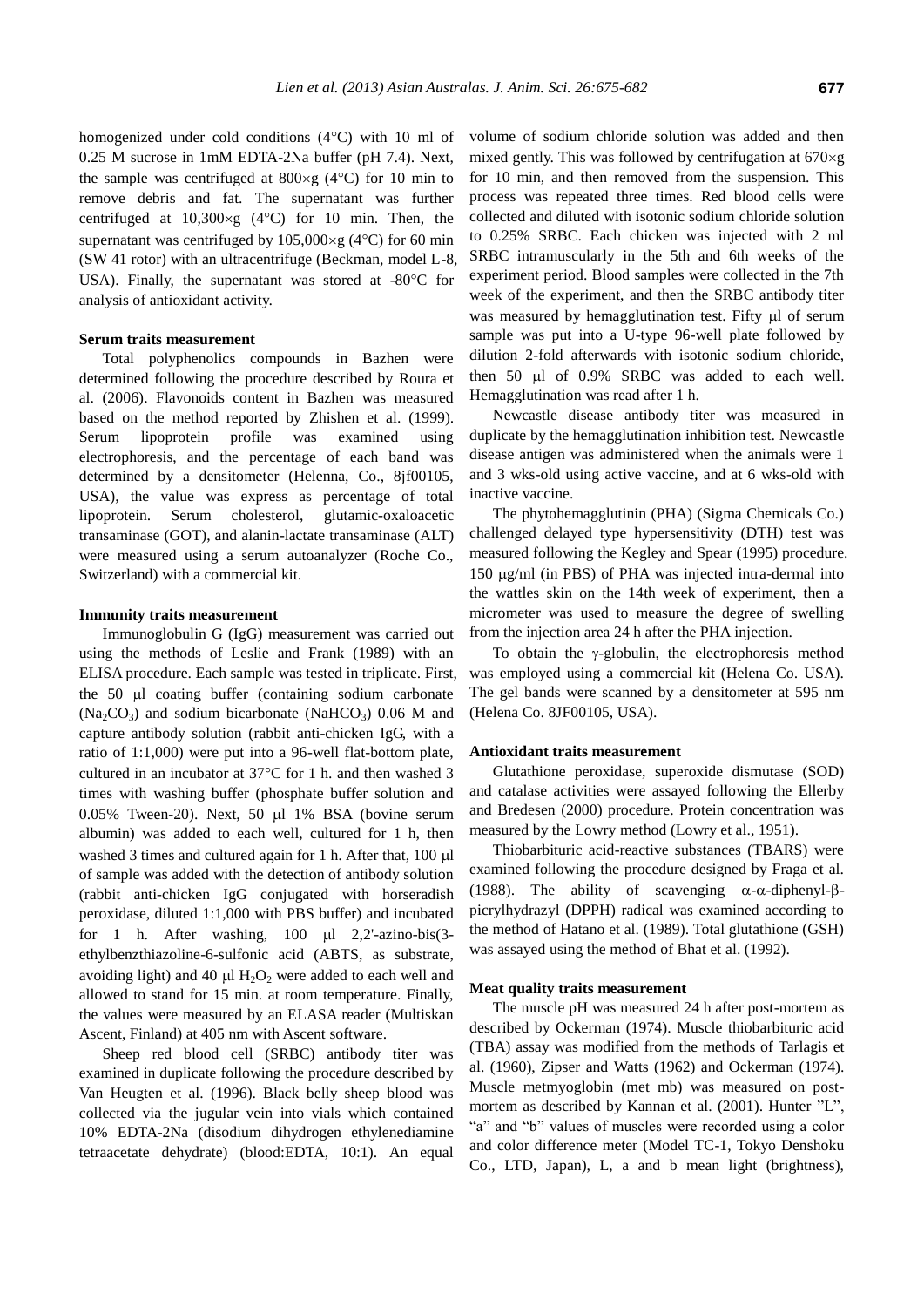homogenized under cold conditions (4°C) with 10 ml of 0.25 M sucrose in 1mM EDTA-2Na buffer (pH 7.4). Next, the sample was centrifuged at 800×g (4°C) for 10 min to remove debris and fat. The supernatant was further centrifuged at 10,300×g (4°C) for 10 min. Then, the supernatant was centrifuged by 105,000×g (4°C) for 60 min (SW 41 rotor) with an ultracentrifuge (Beckman, model L-8, USA). Finally, the supernatant was stored at -80°C for analysis of antioxidant activity.

### Serum traits measurement

Total polyphenolics compounds in Bazhen were determined following the procedure described by Roura et al. (2006). Flavonoids content in Bazhen was measured based on the method reported by Zhishen et al. (1999). Serum lipoprotein profile was examined using electrophoresis, and the percentage of each band was determined by a densitometer (Helenna, Co., 8jf00105, USA), the value was express as percentage of total lipoprotein. Serum cholesterol, glutamic-oxaloacetic transaminase (GOT), and alanin-lactate transaminase (ALT) were measured using a serum autoanalyzer (Roche Co., Switzerland) with a commercial kit.

### Immunity traits measurement

Immunoglobulin G (IgG) measurement was carried out using the methods of Leslie and Frank (1989) with an ELISA procedure. Each sample was tested in triplicate. First, the 50 μl coating buffer (containing sodium carbonate ($Na_2CO_3$) and sodium bicarbonate ($NaHCO_3$) 0.06 M and capture antibody solution (rabbit anti-chicken IgG, with a ratio of 1:1,000) were put into a 96-well flat-bottom plate, cultured in an incubator at 37°C for 1 h. and then washed 3 times with washing buffer (phosphate buffer solution and 0.05% Tween-20). Next, 50 μl 1% BSA (bovine serum albumin) was added to each well, cultured for 1 h, then washed 3 times and cultured again for 1 h. After that, 100 μl of sample was added with the detection of antibody solution (rabbit anti-chicken IgG conjugated with horseradish peroxidase, diluted 1:1,000 with PBS buffer) and incubated for 1 h. After washing, 100 μl 2,2'-azino-bis(3-ethylbenzthiazoline-6-sulfonic acid (ABTS, as substrate, avoiding light) and 40 μl $H_2O_2$ were added to each well and allowed to stand for 15 min. at room temperature. Finally, the values were measured by an ELASA reader (Multiskan Ascent, Finland) at 405 nm with Ascent software.

Sheep red blood cell (SRBC) antibody titer was examined in duplicate following the procedure described by Van Heugten et al. (1996). Black belly sheep blood was collected via the jugular vein into vials which contained 10% EDTA-2Na (disodium dihydrogen ethylenediamine tetraacetate dehydrate) (blood:EDTA, 10:1). An equal volume of sodium chloride solution was added and then mixed gently. This was followed by centrifugation at 670×g for 10 min, and then removed from the suspension. This process was repeated three times. Red blood cells were collected and diluted with isotonic sodium chloride solution to 0.25% SRBC. Each chicken was injected with 2 ml SRBC intramuscularly in the 5th and 6th weeks of the experiment period. Blood samples were collected in the 7th week of the experiment, and then the SRBC antibody titer was measured by hemagglutination test. Fifty μl of serum sample was put into a U-type 96-well plate followed by dilution 2-fold afterwards with isotonic sodium chloride, then 50 μl of 0.9% SRBC was added to each well. Hemagglutination was read after 1 h.

Newcastle disease antibody titer was measured in duplicate by the hemagglutination inhibition test. Newcastle disease antigen was administered when the animals were 1 and 3 wks-old using active vaccine, and at 6 wks-old with inactive vaccine.

The phytohemagglutinin (PHA) (Sigma Chemicals Co.) challenged delayed type hypersensitivity (DTH) test was measured following the Kegley and Spear (1995) procedure. 150 μg/ml (in PBS) of PHA was injected intra-dermal into the wattles skin on the 14th week of experiment, then a micrometer was used to measure the degree of swelling from the injection area 24 h after the PHA injection.

To obtain the γ-globulin, the electrophoresis method was employed using a commercial kit (Helena Co. USA). The gel bands were scanned by a densitometer at 595 nm (Helena Co. 8JF00105, USA).

### Antioxidant traits measurement

Glutathione peroxidase, superoxide dismutase (SOD) and catalase activities were assayed following the Ellerby and Bredesen (2000) procedure. Protein concentration was measured by the Lowry method (Lowry et al., 1951).

Thiobarbituric acid-reactive substances (TBARS) were examined following the procedure designed by Fraga et al. (1988). The ability of scavenging α-α-diphenyl-β-picrylhydrazyl (DPPH) radical was examined according to the method of Hatano et al. (1989). Total glutathione (GSH) was assayed using the method of Bhat et al. (1992).

### Meat quality traits measurement

The muscle pH was measured 24 h after post-mortem as described by Ockerman (1974). Muscle thiobarbituric acid (TBA) assay was modified from the methods of Tarlagis et al. (1960), Zipser and Watts (1962) and Ockerman (1974). Muscle metmyoglobin (met mb) was measured on post-mortem as described by Kannan et al. (2001). Hunter "L", "a" and "b" values of muscles were recorded using a color and color difference meter (Model TC-1, Tokyo Denshoku Co., LTD, Japan), L, a and b mean light (brightness),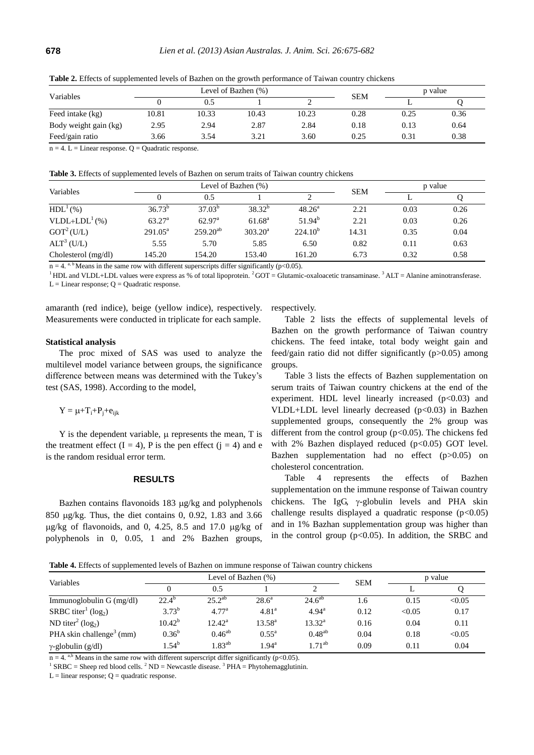**Table 2.** Effects of supplemented levels of Bazhen on the growth performance of Taiwan country chickens

| Variables | Level of Bazhen (%) | | | | SEM | p value | |
|---|---|---|---|---|---|---|---|
| | 0 | 0.5 | 1 | 2 | | L | Q |
| Feed intake (kg) | 10.81 | 10.33 | 10.43 | 10.23 | 0.28 | 0.25 | 0.36 |
| Body weight gain (kg) | 2.95 | 2.94 | 2.87 | 2.84 | 0.18 | 0.13 | 0.64 |
| Feed/gain ratio | 3.66 | 3.54 | 3.21 | 3.60 | 0.25 | 0.31 | 0.38 |

n = 4. L = Linear response. Q = Quadratic response.

**Table 3.** Effects of supplemented levels of Bazhen on serum traits of Taiwan country chickens

| Variables | Level of Bazhen (%) | | | | SEM | p value | |
|---|---|---|---|---|---|---|---|
| | 0 | 0.5 | 1 | 2 | | L | Q |
| HDL[1] (%) | 36.73[b] | 37.03[b] | 38.32[b] | 48.26[a] | 2.21 | 0.03 | 0.26 |
| VLDL+LDL[1] (%) | 63.27[a] | 62.97[a] | 61.68[a] | 51.94[b] | 2.21 | 0.03 | 0.26 |
| GOT[2] (U/L) | 291.05[a] | 259.20[ab] | 303.20[a] | 224.10[b] | 14.31 | 0.35 | 0.04 |
| ALT[3] (U/L) | 5.55 | 5.70 | 5.85 | 6.50 | 0.82 | 0.11 | 0.63 |
| Cholesterol (mg/dl) | 145.20 | 154.20 | 153.40 | 161.20 | 6.73 | 0.32 | 0.58 |

n = 4. [a, b] Means in the same row with different superscripts differ significantly ($p<0.05$).

[1] HDL and VLDL+LDL values were express as % of total lipoprotein. [2] GOT = Glutamic-oxaloacetic transaminase. [3] ALT = Alanine aminotransferase.

L = Linear response; Q = Quadratic response.

amaranth (red indice), beige (yellow indice), respectively. Measurements were conducted in triplicate for each sample.

#### Statistical analysis

The proc mixed of SAS was used to analyze the multilevel model variance between groups, the significance difference between means was determined with the Tukey's test (SAS, 1998). According to the model,

$$Y = \mu+T_i+P_j+e_{ijk}$$

Y is the dependent variable, μ represents the mean, T is the treatment effect (I = 4), P is the pen effect (j = 4) and e is the random residual error term.

## RESULTS

Bazhen contains flavonoids 183 μg/kg and polyphenols 850 μg/kg. Thus, the diet contains 0, 0.92, 1.83 and 3.66 μg/kg of flavonoids, and 0, 4.25, 8.5 and 17.0 μg/kg of polyphenols in 0, 0.05, 1 and 2% Bazhen groups, respectively.

Table 2 lists the effects of supplemental levels of Bazhen on the growth performance of Taiwan country chickens. The feed intake, total body weight gain and feed/gain ratio did not differ significantly ($p>0.05$) among groups.

Table 3 lists the effects of Bazhen supplementation on serum traits of Taiwan country chickens at the end of the experiment. HDL level linearly increased ($p<0.03$) and VLDL+LDL level linearly decreased ($p<0.03$) in Bazhen supplemented groups, consequently the 2% group was different from the control group ($p<0.05$). The chickens fed with 2% Bazhen displayed reduced ($p<0.05$) GOT level. Bazhen supplementation had no effect ($p>0.05$) on cholesterol concentration.

Table 4 represents the effects of Bazhen supplementation on the immune response of Taiwan country chickens. The IgG, γ-globulin levels and PHA skin challenge results displayed a quadratic response ($p<0.05$) and in 1% Bazhan supplementation group was higher than in the control group ($p<0.05$). In addition, the SRBC and

**Table 4.** Effects of supplemented levels of Bazhen on immune response of Taiwan country chickens

| Variables | Level of Bazhen (%) | | | | SEM | p value | |
|---|---|---|---|---|---|---|---|
| | 0 | 0.5 | 1 | 2 | | L | Q |
| Immunoglobulin G (mg/dl) | 22.4[b] | 25.2[ab] | 28.6[a] | 24.6[ab] | 1.6 | 0.15 | <0.05 |
| SRBC titer[1] ($\log_2$) | 3.73[b] | 4.77[a] | 4.81[a] | 4.94[a] | 0.12 | <0.05 | 0.17 |
| ND titer[2] ($\log_2$) | 10.42[b] | 12.42[a] | 13.58[a] | 13.32[a] | 0.16 | 0.04 | 0.11 |
| PHA skin challenge[3] (mm) | 0.36[b] | 0.46[ab] | 0.55[a] | 0.48[ab] | 0.04 | 0.18 | <0.05 |
| γ-globulin (g/dl) | 1.54[b] | 1.83[ab] | 1.94[a] | 1.71[ab] | 0.09 | 0.11 | 0.04 |

n = 4. [a,b] Means in the same row with different superscript differ significantly ($p<0.05$).

[1] SRBC = Sheep red blood cells. [2] ND = Newcastle disease. [3] PHA = Phytohemagglutinin.

L = linear response; Q = quadratic response.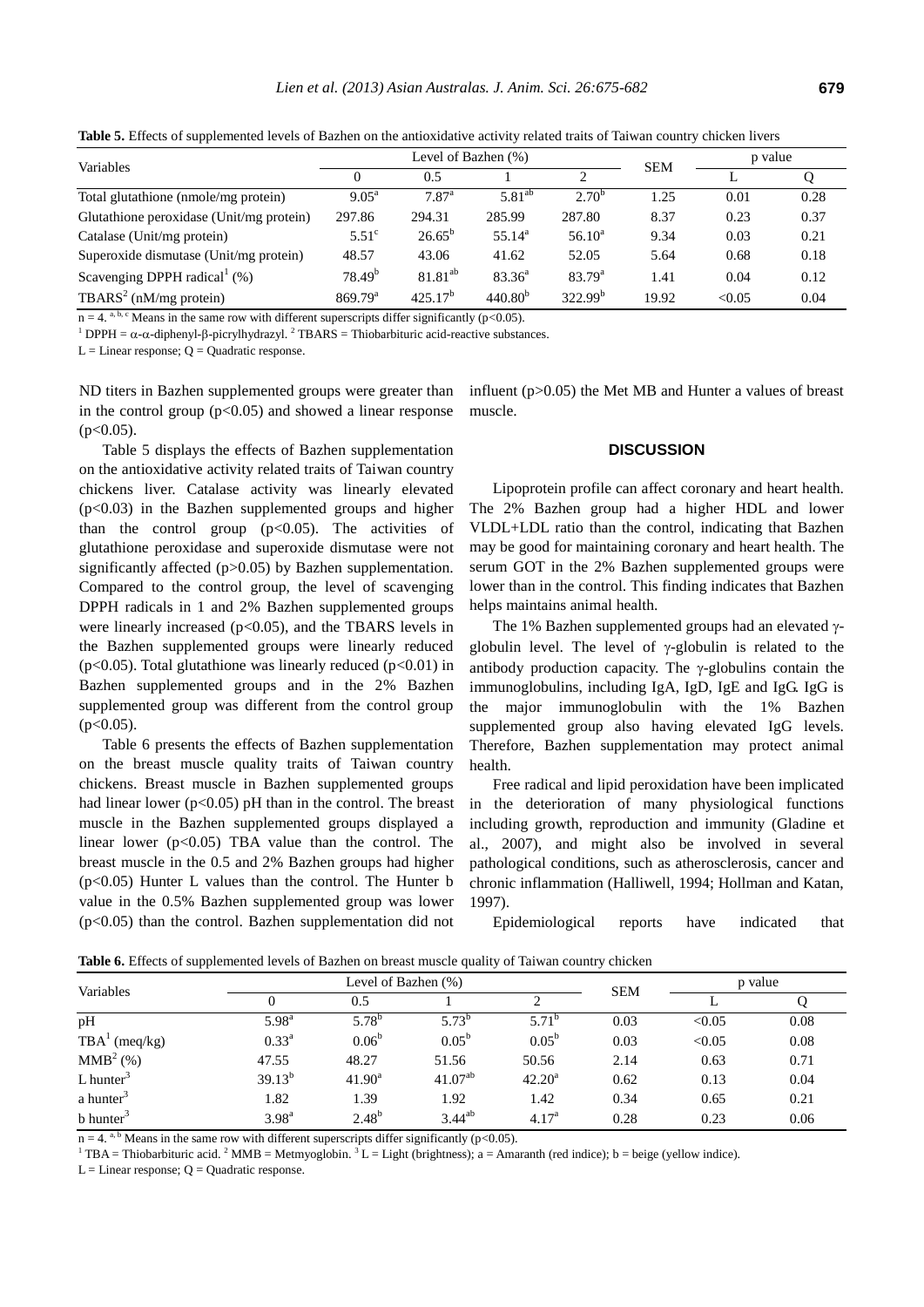**Table 5.** Effects of supplemented levels of Bazhen on the antioxidative activity related traits of Taiwan country chicken livers

| Variables | Level of Bazhen (%) | | | | SEM | p value | |
|---|---|---|---|---|---|---|---|
| | 0 | 0.5 | 1 | 2 | | L | Q |
| Total glutathione (nmole/mg protein) | 9.05[a] | 7.87[a] | 5.81[ab] | 2.70[b] | 1.25 | 0.01 | 0.28 |
| Glutathione peroxidase (Unit/mg protein) | 297.86 | 294.31 | 285.99 | 287.80 | 8.37 | 0.23 | 0.37 |
| Catalase (Unit/mg protein) | 5.51[c] | 26.65[b] | 55.14[a] | 56.10[a] | 9.34 | 0.03 | 0.21 |
| Superoxide dismutase (Unit/mg protein) | 48.57 | 43.06 | 41.62 | 52.05 | 5.64 | 0.68 | 0.18 |
| Scavenging DPPH radical[1] (%) | 78.49[b] | 81.81[ab] | 83.36[a] | 83.79[a] | 1.41 | 0.04 | 0.12 |
| TBARS[2] (nM/mg protein) | 869.79[a] | 425.17[b] | 440.80[b] | 322.99[b] | 19.92 | <0.05 | 0.04 |

n = 4. [a, b, c] Means in the same row with different superscripts differ significantly ($p<0.05$).

[1] DPPH = α-α-diphenyl-β-picrylhydrazyl. [2] TBARS = Thiobarbituric acid-reactive substances.

L = Linear response; Q = Quadratic response.

ND titers in Bazhen supplemented groups were greater than in the control group ($p<0.05$) and showed a linear response ($p<0.05$).

Table 5 displays the effects of Bazhen supplementation on the antioxidative activity related traits of Taiwan country chickens liver. Catalase activity was linearly elevated ($p<0.03$) in the Bazhen supplemented groups and higher than the control group ($p<0.05$). The activities of glutathione peroxidase and superoxide dismutase were not significantly affected ($p>0.05$) by Bazhen supplementation. Compared to the control group, the level of scavenging DPPH radicals in 1 and 2% Bazhen supplemented groups were linearly increased ($p<0.05$), and the TBARS levels in the Bazhen supplemented groups were linearly reduced ($p<0.05$). Total glutathione was linearly reduced ($p<0.01$) in Bazhen supplemented groups and in the 2% Bazhen supplemented group was different from the control group ($p<0.05$).

Table 6 presents the effects of Bazhen supplementation on the breast muscle quality traits of Taiwan country chickens. Breast muscle in Bazhen supplemented groups had linear lower ($p<0.05$) pH than in the control. The breast muscle in the Bazhen supplemented groups displayed a linear lower ($p<0.05$) TBA value than the control. The breast muscle in the 0.5 and 2% Bazhen groups had higher ($p<0.05$) Hunter L values than the control. The Hunter b value in the 0.5% Bazhen supplemented group was lower ($p<0.05$) than the control. Bazhen supplementation did not influent ($p>0.05$) the Met MB and Hunter a values of breast muscle.

## DISCUSSION

Lipoprotein profile can affect coronary and heart health. The 2% Bazhen group had a higher HDL and lower VLDL+LDL ratio than the control, indicating that Bazhen may be good for maintaining coronary and heart health. The serum GOT in the 2% Bazhen supplemented groups were lower than in the control. This finding indicates that Bazhen helps maintains animal health.

The 1% Bazhen supplemented groups had an elevated γ-globulin level. The level of γ-globulin is related to the antibody production capacity. The γ-globulins contain the immunoglobulins, including IgA, IgD, IgE and IgG. IgG is the major immunoglobulin with the 1% Bazhen supplemented group also having elevated IgG levels. Therefore, Bazhen supplementation may protect animal health.

Free radical and lipid peroxidation have been implicated in the deterioration of many physiological functions including growth, reproduction and immunity (Gladine et al., 2007), and might also be involved in several pathological conditions, such as atherosclerosis, cancer and chronic inflammation (Halliwell, 1994; Hollman and Katan, 1997).

Epidemiological reports have indicated that

**Table 6.** Effects of supplemented levels of Bazhen on breast muscle quality of Taiwan country chicken

| Variables | Level of Bazhen (%) | | | | SEM | p value | |
|---|---|---|---|---|---|---|---|
| | 0 | 0.5 | 1 | 2 | | L | Q |
| pH | 5.98[a] | 5.78[b] | 5.73[b] | 5.71[b] | 0.03 | <0.05 | 0.08 |
| TBA[1] (meq/kg) | 0.33[a] | 0.06[b] | 0.05[b] | 0.05[b] | 0.03 | <0.05 | 0.08 |
| MMB[2] (%) | 47.55 | 48.27 | 51.56 | 50.56 | 2.14 | 0.63 | 0.71 |
| L hunter[3] | 39.13[b] | 41.90[a] | 41.07[ab] | 42.20[a] | 0.62 | 0.13 | 0.04 |
| a hunter[3] | 1.82 | 1.39 | 1.92 | 1.42 | 0.34 | 0.65 | 0.21 |
| b hunter[3] | 3.98[a] | 2.48[b] | 3.44[ab] | 4.17[a] | 0.28 | 0.23 | 0.06 |

n = 4. [a, b] Means in the same row with different superscripts differ significantly ($p<0.05$).

[1] TBA = Thiobarbituric acid. [2] MMB = Metmyoglobin. [3] L = Light (brightness); a = Amaranth (red indice); b = beige (yellow indice).

L = Linear response; Q = Quadratic response.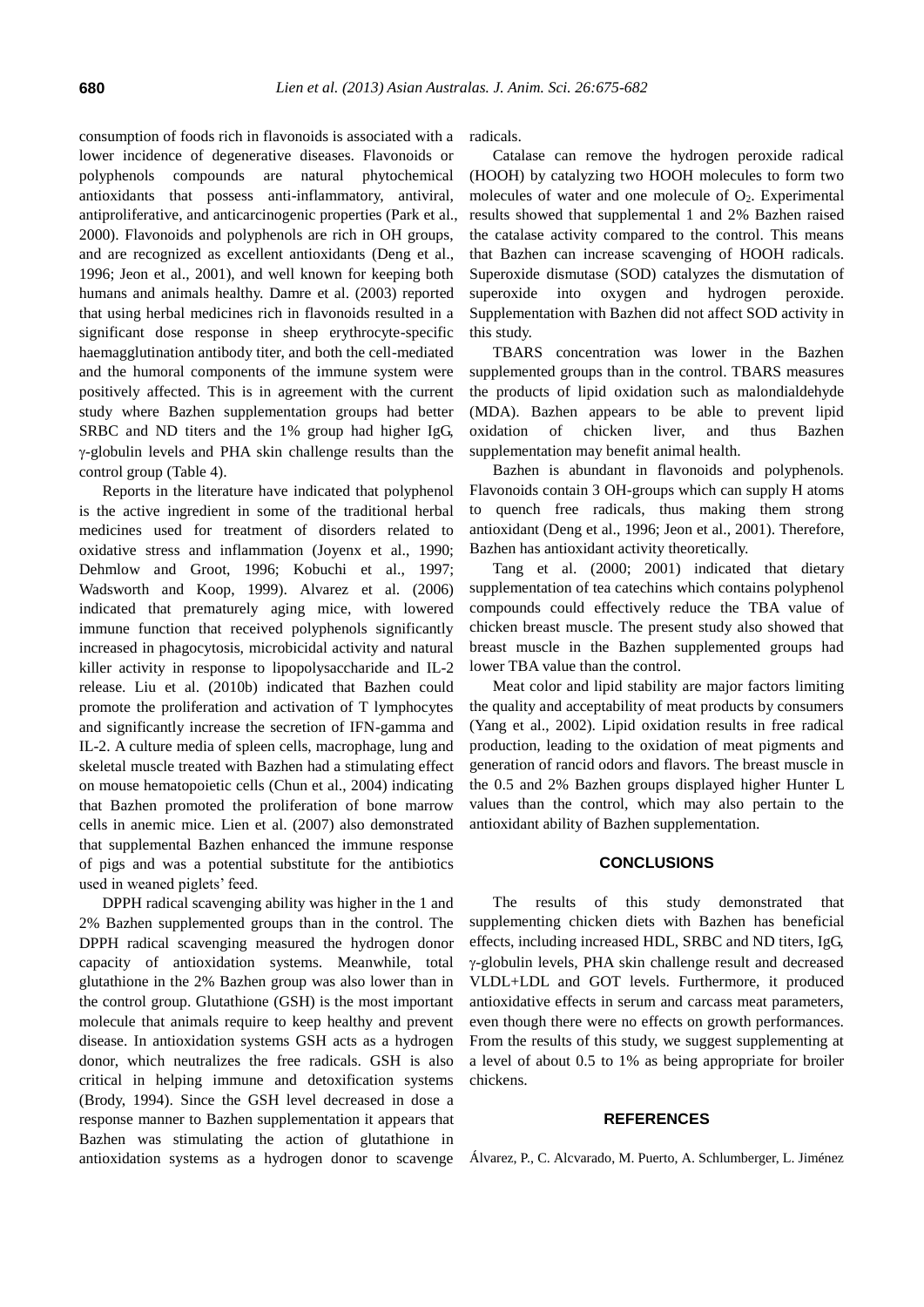consumption of foods rich in flavonoids is associated with a lower incidence of degenerative diseases. Flavonoids or polyphenols compounds are natural phytochemical antioxidants that possess anti-inflammatory, antiviral, antiproliferative, and anticarcinogenic properties (Park et al., 2000). Flavonoids and polyphenols are rich in OH groups, and are recognized as excellent antioxidants (Deng et al., 1996; Jeon et al., 2001), and well known for keeping both humans and animals healthy. Damre et al. (2003) reported that using herbal medicines rich in flavonoids resulted in a significant dose response in sheep erythrocyte-specific haemagglutination antibody titer, and both the cell-mediated and the humoral components of the immune system were positively affected. This is in agreement with the current study where Bazhen supplementation groups had better SRBC and ND titers and the 1% group had higher IgG, γ-globulin levels and PHA skin challenge results than the control group (Table 4).

Reports in the literature have indicated that polyphenol is the active ingredient in some of the traditional herbal medicines used for treatment of disorders related to oxidative stress and inflammation (Joyenx et al., 1990; Dehmlow and Groot, 1996; Kobuchi et al., 1997; Wadsworth and Koop, 1999). Alvarez et al. (2006) indicated that prematurely aging mice, with lowered immune function that received polyphenols significantly increased in phagocytosis, microbicidal activity and natural killer activity in response to lipopolysaccharide and IL-2 release. Liu et al. (2010b) indicated that Bazhen could promote the proliferation and activation of T lymphocytes and significantly increase the secretion of IFN-gamma and IL-2. A culture media of spleen cells, macrophage, lung and skeletal muscle treated with Bazhen had a stimulating effect on mouse hematopoietic cells (Chun et al., 2004) indicating that Bazhen promoted the proliferation of bone marrow cells in anemic mice. Lien et al. (2007) also demonstrated that supplemental Bazhen enhanced the immune response of pigs and was a potential substitute for the antibiotics used in weaned piglets' feed.

DPPH radical scavenging ability was higher in the 1 and 2% Bazhen supplemented groups than in the control. The DPPH radical scavenging measured the hydrogen donor capacity of antioxidation systems. Meanwhile, total glutathione in the 2% Bazhen group was also lower than in the control group. Glutathione (GSH) is the most important molecule that animals require to keep healthy and prevent disease. In antioxidation systems GSH acts as a hydrogen donor, which neutralizes the free radicals. GSH is also critical in helping immune and detoxification systems (Brody, 1994). Since the GSH level decreased in dose a response manner to Bazhen supplementation it appears that Bazhen was stimulating the action of glutathione in antioxidation systems as a hydrogen donor to scavenge radicals.

Catalase can remove the hydrogen peroxide radical (HOOH) by catalyzing two HOOH molecules to form two molecules of water and one molecule of $O_2$. Experimental results showed that supplemental 1 and 2% Bazhen raised the catalase activity compared to the control. This means that Bazhen can increase scavenging of HOOH radicals. Superoxide dismutase (SOD) catalyzes the dismutation of superoxide into oxygen and hydrogen peroxide. Supplementation with Bazhen did not affect SOD activity in this study.

TBARS concentration was lower in the Bazhen supplemented groups than in the control. TBARS measures the products of lipid oxidation such as malondialdehyde (MDA). Bazhen appears to be able to prevent lipid oxidation of chicken liver, and thus Bazhen supplementation may benefit animal health.

Bazhen is abundant in flavonoids and polyphenols. Flavonoids contain 3 OH-groups which can supply H atoms to quench free radicals, thus making them strong antioxidant (Deng et al., 1996; Jeon et al., 2001). Therefore, Bazhen has antioxidant activity theoretically.

Tang et al. (2000; 2001) indicated that dietary supplementation of tea catechins which contains polyphenol compounds could effectively reduce the TBA value of chicken breast muscle. The present study also showed that breast muscle in the Bazhen supplemented groups had lower TBA value than the control.

Meat color and lipid stability are major factors limiting the quality and acceptability of meat products by consumers (Yang et al., 2002). Lipid oxidation results in free radical production, leading to the oxidation of meat pigments and generation of rancid odors and flavors. The breast muscle in the 0.5 and 2% Bazhen groups displayed higher Hunter L values than the control, which may also pertain to the antioxidant ability of Bazhen supplementation.

## CONCLUSIONS

The results of this study demonstrated that supplementing chicken diets with Bazhen has beneficial effects, including increased HDL, SRBC and ND titers, IgG, γ-globulin levels, PHA skin challenge result and decreased VLDL+LDL and GOT levels. Furthermore, it produced antioxidative effects in serum and carcass meat parameters, even though there were no effects on growth performances. From the results of this study, we suggest supplementing at a level of about 0.5 to 1% as being appropriate for broiler chickens.

## REFERENCES

Álvarez, P., C. Alcvarado, M. Puerto, A. Schlumberger, L. Jiménez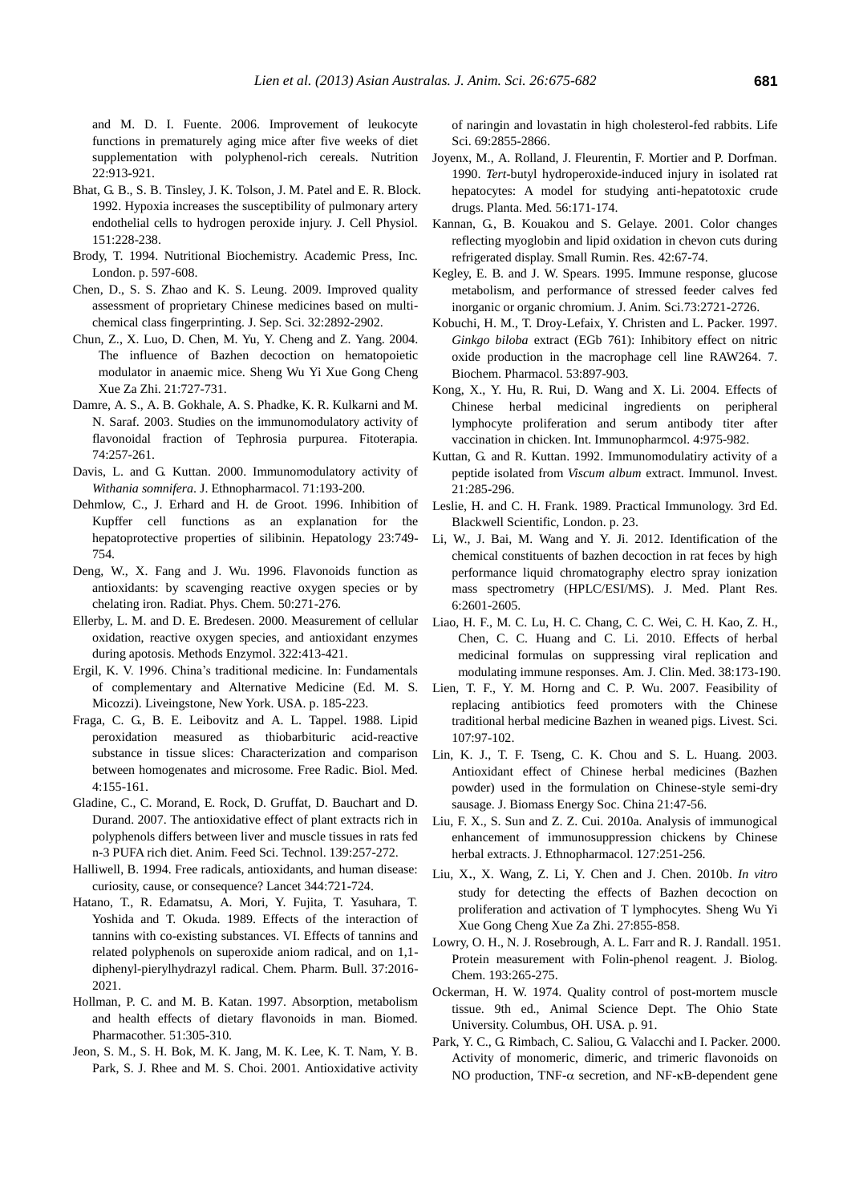and M. D. I. Fuente. 2006. Improvement of leukocyte functions in prematurely aging mice after five weeks of diet supplementation with polyphenol-rich cereals. Nutrition 22:913-921.

Bhat, G. B., S. B. Tinsley, J. K. Tolson, J. M. Patel and E. R. Block. 1992. Hypoxia increases the susceptibility of pulmonary artery endothelial cells to hydrogen peroxide injury. J. Cell Physiol. 151:228-238.

Brody, T. 1994. Nutritional Biochemistry. Academic Press, Inc. London. p. 597-608.

Chen, D., S. S. Zhao and K. S. Leung. 2009. Improved quality assessment of proprietary Chinese medicines based on multi-chemical class fingerprinting. J. Sep. Sci. 32:2892-2902.

Chun, Z., X. Luo, D. Chen, M. Yu, Y. Cheng and Z. Yang. 2004. The influence of Bazhen decoction on hematopoietic modulator in anaemic mice. Sheng Wu Yi Xue Gong Cheng Xue Za Zhi. 21:727-731.

Damre, A. S., A. B. Gokhale, A. S. Phadke, K. R. Kulkarni and M. N. Saraf. 2003. Studies on the immunomodulatory activity of flavonoidal fraction of Tephrosia purpurea. Fitoterapia. 74:257-261.

Davis, L. and G. Kuttan. 2000. Immunomodulatory activity of *Withania somnifera*. J. Ethnopharmacol. 71:193-200.

Dehmlow, C., J. Erhard and H. de Groot. 1996. Inhibition of Kupffer cell functions as an explanation for the hepatoprotective properties of silibinin. Hepatology 23:749-754.

Deng, W., X. Fang and J. Wu. 1996. Flavonoids function as antioxidants: by scavenging reactive oxygen species or by chelating iron. Radiat. Phys. Chem. 50:271-276.

Ellerby, L. M. and D. E. Bredesen. 2000. Measurement of cellular oxidation, reactive oxygen species, and antioxidant enzymes during apoptosis. Methods Enzymol. 322:413-421.

Ergil, K. V. 1996. China's traditional medicine. In: Fundamentals of complementary and Alternative Medicine (Ed. M. S. Micozzi). Liveingstone, New York. USA. p. 185-223.

Fraga, C. G., B. E. Leibovitz and A. L. Tappel. 1988. Lipid peroxidation measured as thiobarbituric acid-reactive substance in tissue slices: Characterization and comparison between homogenates and microsome. Free Radic. Biol. Med. 4:155-161.

Gladine, C., C. Morand, E. Rock, D. Gruffat, D. Bauchart and D. Durand. 2007. The antioxidative effect of plant extracts rich in polyphenols differs between liver and muscle tissues in rats fed n-3 PUFA rich diet. Anim. Feed Sci. Technol. 139:257-272.

Halliwell, B. 1994. Free radicals, antioxidants, and human disease: curiosity, cause, or consequence? Lancet 344:721-724.

Hatano, T., R. Edamatsu, A. Mori, Y. Fujita, T. Yasuhara, T. Yoshida and T. Okuda. 1989. Effects of the interaction of tannins with co-existing substances. VI. Effects of tannins and related polyphenols on superoxide aniom radical, and on 1,1-diphenyl-pierylhydrazyl radical. Chem. Pharm. Bull. 37:2016-2021.

Hollman, P. C. and M. B. Katan. 1997. Absorption, metabolism and health effects of dietary flavonoids in man. Biomed. Pharmacother. 51:305-310.

Jeon, S. M., S. H. Bok, M. K. Jang, M. K. Lee, K. T. Nam, Y. B. Park, S. J. Rhee and M. S. Choi. 2001. Antioxidative activity of naringin and lovastatin in high cholesterol-fed rabbits. Life Sci. 69:2855-2866.

Joyenx, M., A. Rolland, J. Fleurentin, F. Mortier and P. Dorfman. 1990. *Tert*-butyl hydroperoxide-induced injury in isolated rat hepatocytes: A model for studying anti-hepatotoxic crude drugs. Planta. Med. 56:171-174.

Kannan, G., B. Kouakou and S. Gelaye. 2001. Color changes reflecting myoglobin and lipid oxidation in chevon cuts during refrigerated display. Small Rumin. Res. 42:67-74.

Kegley, E. B. and J. W. Spears. 1995. Immune response, glucose metabolism, and performance of stressed feeder calves fed inorganic or organic chromium. J. Anim. Sci.73:2721-2726.

Kobuchi, H. M., T. Droy-Lefaix, Y. Christen and L. Packer. 1997. *Ginkgo biloba* extract (EGb 761): Inhibitory effect on nitric oxide production in the macrophage cell line RAW264. 7. Biochem. Pharmacol. 53:897-903.

Kong, X., Y. Hu, R. Rui, D. Wang and X. Li. 2004. Effects of Chinese herbal medicinal ingredients on peripheral lymphocyte proliferation and serum antibody titer after vaccination in chicken. Int. Immunopharmcol. 4:975-982.

Kuttan, G. and R. Kuttan. 1992. Immunomodulatiry activity of a peptide isolated from *Viscum album* extract. Immunol. Invest. 21:285-296.

Leslie, H. and C. H. Frank. 1989. Practical Immunology. 3rd Ed. Blackwell Scientific, London. p. 23.

Li, W., J. Bai, M. Wang and Y. Ji. 2012. Identification of the chemical constituents of bazhen decoction in rat feces by high performance liquid chromatography electro spray ionization mass spectrometry (HPLC/ESI/MS). J. Med. Plant Res. 6:2601-2605.

Liao, H. F., M. C. Lu, H. C. Chang, C. C. Wei, C. H. Kao, Z. H., Chen, C. C. Huang and C. Li. 2010. Effects of herbal medicinal formulas on suppressing viral replication and modulating immune responses. Am. J. Clin. Med. 38:173-190.

Lien, T. F., Y. M. Horng and C. P. Wu. 2007. Feasibility of replacing antibiotics feed promoters with the Chinese traditional herbal medicine Bazhen in weaned pigs. Livest. Sci. 107:97-102.

Lin, K. J., T. F. Tseng, C. K. Chou and S. L. Huang. 2003. Antioxidant effect of Chinese herbal medicines (Bazhen powder) used in the formulation on Chinese-style semi-dry sausage. J. Biomass Energy Soc. China 21:47-56.

Liu, F. X., S. Sun and Z. Z. Cui. 2010a. Analysis of immunogical enhancement of immunosuppression chickens by Chinese herbal extracts. J. Ethnopharmacol. 127:251-256.

Liu, X., X. Wang, Z. Li, Y. Chen and J. Chen. 2010b. *In vitro* study for detecting the effects of Bazhen decoction on proliferation and activation of T lymphocytes. Sheng Wu Yi Xue Gong Cheng Xue Za Zhi. 27:855-858.

Lowry, O. H., N. J. Rosebrough, A. L. Farr and R. J. Randall. 1951. Protein measurement with Folin-phenol reagent. J. Biolog. Chem. 193:265-275.

Ockerman, H. W. 1974. Quality control of post-mortem muscle tissue. 9th ed., Animal Science Dept. The Ohio State University. Columbus, OH. USA. p. 91.

Park, Y. C., G. Rimbach, C. Saliou, G. Valacchi and I. Packer. 2000. Activity of monomeric, dimeric, and trimeric flavonoids on NO production, TNF-$\alpha$ secretion, and NF-$\kappa$B-dependent gene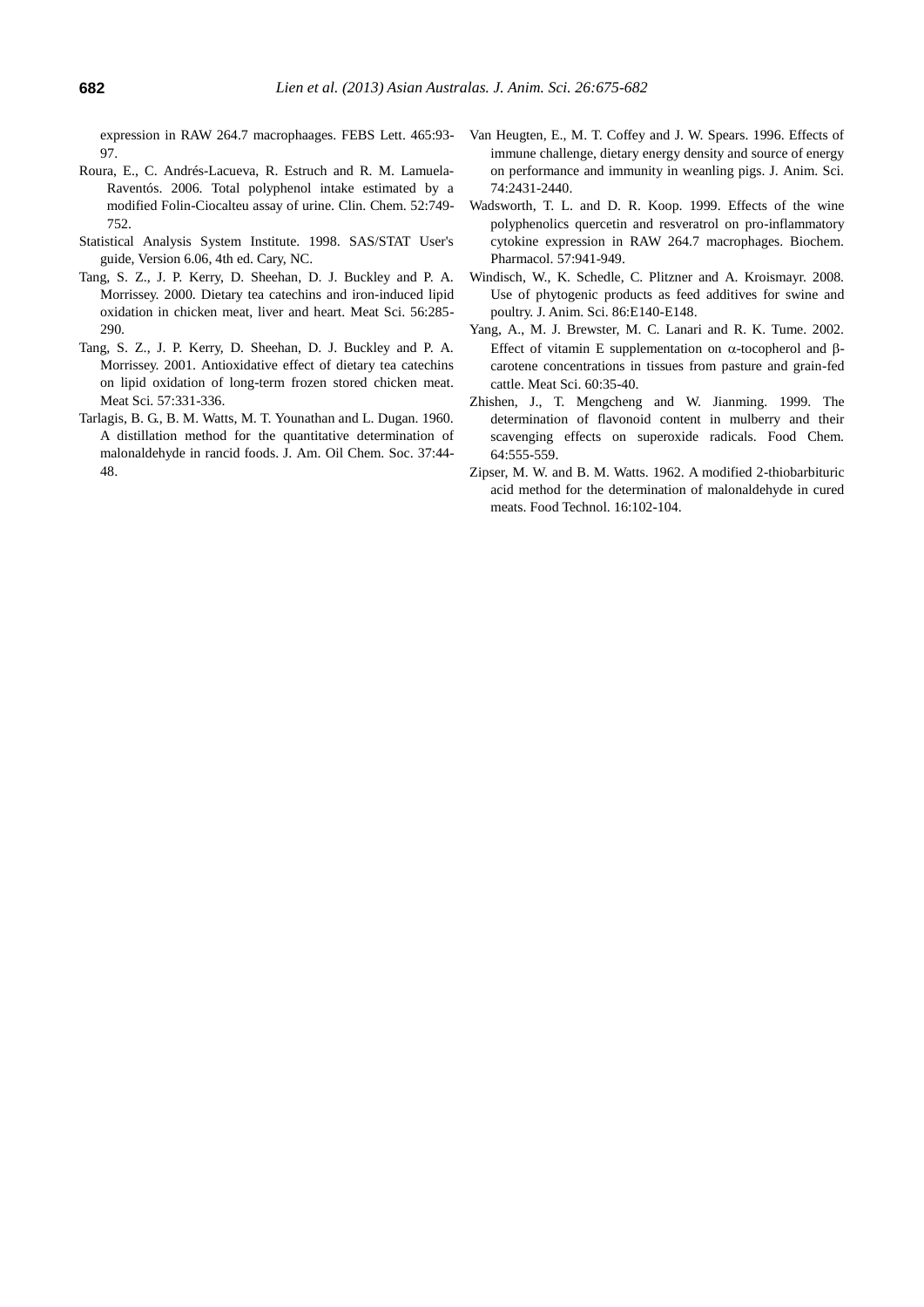expression in RAW 264.7 macrophaages. FEBS Lett. 465:93-97.

Roura, E., C. Andrés-Lacueva, R. Estruch and R. M. Lamuela-Raventós. 2006. Total polyphenol intake estimated by a modified Folin-Ciocalteu assay of urine. Clin. Chem. 52:749-752.

Statistical Analysis System Institute. 1998. SAS/STAT User's guide, Version 6.06, 4th ed. Cary, NC.

Tang, S. Z., J. P. Kerry, D. Sheehan, D. J. Buckley and P. A. Morrissey. 2000. Dietary tea catechins and iron-induced lipid oxidation in chicken meat, liver and heart. Meat Sci. 56:285-290.

Tang, S. Z., J. P. Kerry, D. Sheehan, D. J. Buckley and P. A. Morrissey. 2001. Antioxidative effect of dietary tea catechins on lipid oxidation of long-term frozen stored chicken meat. Meat Sci. 57:331-336.

Tarlagis, B. G., B. M. Watts, M. T. Younathan and L. Dugan. 1960. A distillation method for the quantitative determination of malonaldehyde in rancid foods. J. Am. Oil Chem. Soc. 37:44-48.

Van Heugten, E., M. T. Coffey and J. W. Spears. 1996. Effects of immune challenge, dietary energy density and source of energy on performance and immunity in weanling pigs. J. Anim. Sci. 74:2431-2440.

Wadsworth, T. L. and D. R. Koop. 1999. Effects of the wine polyphenolics quercetin and resveratrol on pro-inflammatory cytokine expression in RAW 264.7 macrophages. Biochem. Pharmacol. 57:941-949.

Windisch, W., K. Schedle, C. Plitzner and A. Kroismayr. 2008. Use of phytogenic products as feed additives for swine and poultry. J. Anim. Sci. 86:E140-E148.

Yang, A., M. J. Brewster, M. C. Lanari and R. K. Tume. 2002. Effect of vitamin E supplementation on $\alpha$-tocopherol and $\beta$-carotene concentrations in tissues from pasture and grain-fed cattle. Meat Sci. 60:35-40.

Zhishen, J., T. Mengcheng and W. Jianming. 1999. The determination of flavonoid content in mulberry and their scavenging effects on superoxide radicals. Food Chem. 64:555-559.

Zipser, M. W. and B. M. Watts. 1962. A modified 2-thiobarbituric acid method for the determination of malonaldehyde in cured meats. Food Technol. 16:102-104.